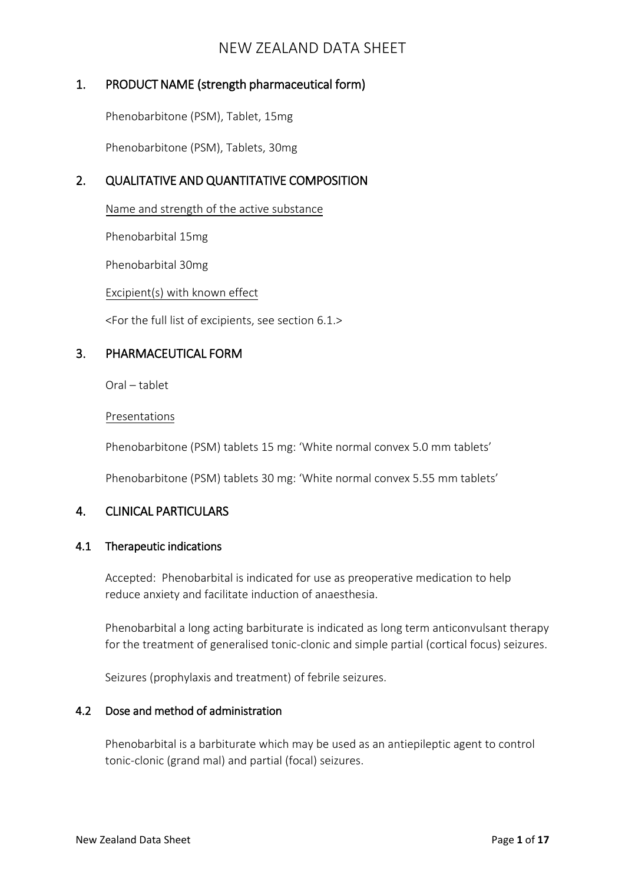# NEW ZEALAND DATA SHEET

## 1. PRODUCT NAME (strength pharmaceutical form)

Phenobarbitone (PSM), Tablet, 15mg

Phenobarbitone (PSM), Tablets, 30mg

## 2. QUALITATIVE AND QUANTITATIVE COMPOSITION

<u>Name and strength of the active substance</u>

Phenobarbital 15mg

Phenobarbital 30mg

<u>Excipient(s) with known effect</u>

<For the full list of excipients, see section 6.1.>

## 3. PHARMACEUTICAL FORM

Oral – tablet

<u>Presentations</u>

Phenobarbitone (PSM) tablets 15 mg: 'White normal convex 5.0 mm tablets'

Phenobarbitone (PSM) tablets 30 mg: 'White normal convex 5.55 mm tablets'

## 4. CLINICAL PARTICULARS

### 4.1 Therapeutic indications

Accepted: Phenobarbital is indicated for use as preoperative medication to help reduce anxiety and facilitate induction of anaesthesia.

Phenobarbital a long acting barbiturate is indicated as long term anticonvulsant therapy for the treatment of generalised tonic-clonic and simple partial (cortical focus) seizures.

Seizures (prophylaxis and treatment) of febrile seizures.

### 4.2 Dose and method of administration

Phenobarbital is a barbiturate which may be used as an antiepileptic agent to control tonic-clonic (grand mal) and partial (focal) seizures.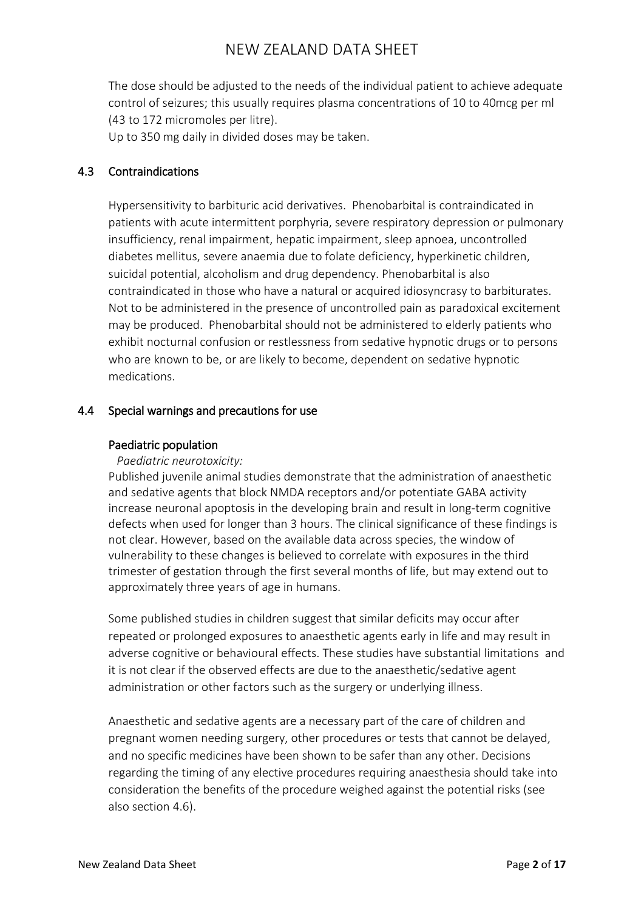The dose should be adjusted to the needs of the individual patient to achieve adequate control of seizures; this usually requires plasma concentrations of 10 to 40mcg per ml (43 to 172 micromoles per litre).

Up to 350 mg daily in divided doses may be taken.

## 4.3 Contraindications

Hypersensitivity to barbituric acid derivatives. Phenobarbital is contraindicated in patients with acute intermittent porphyria, severe respiratory depression or pulmonary insufficiency, renal impairment, hepatic impairment, sleep apnoea, uncontrolled diabetes mellitus, severe anaemia due to folate deficiency, hyperkinetic children, suicidal potential, alcoholism and drug dependency. Phenobarbital is also contraindicated in those who have a natural or acquired idiosyncrasy to barbiturates. Not to be administered in the presence of uncontrolled pain as paradoxical excitement may be produced. Phenobarbital should not be administered to elderly patients who exhibit nocturnal confusion or restlessness from sedative hypnotic drugs or to persons who are known to be, or are likely to become, dependent on sedative hypnotic medications.

## 4.4 Special warnings and precautions for use

### Paediatric population

*Paediatric neurotoxicity:*

Published juvenile animal studies demonstrate that the administration of anaesthetic and sedative agents that block NMDA receptors and/or potentiate GABA activity increase neuronal apoptosis in the developing brain and result in long-term cognitive defects when used for longer than 3 hours. The clinical significance of these findings is not clear. However, based on the available data across species, the window of vulnerability to these changes is believed to correlate with exposures in the third trimester of gestation through the first several months of life, but may extend out to approximately three years of age in humans.

Some published studies in children suggest that similar deficits may occur after repeated or prolonged exposures to anaesthetic agents early in life and may result in adverse cognitive or behavioural effects. These studies have substantial limitations and it is not clear if the observed effects are due to the anaesthetic/sedative agent administration or other factors such as the surgery or underlying illness.

Anaesthetic and sedative agents are a necessary part of the care of children and pregnant women needing surgery, other procedures or tests that cannot be delayed, and no specific medicines have been shown to be safer than any other. Decisions regarding the timing of any elective procedures requiring anaesthesia should take into consideration the benefits of the procedure weighed against the potential risks (see also section 4.6).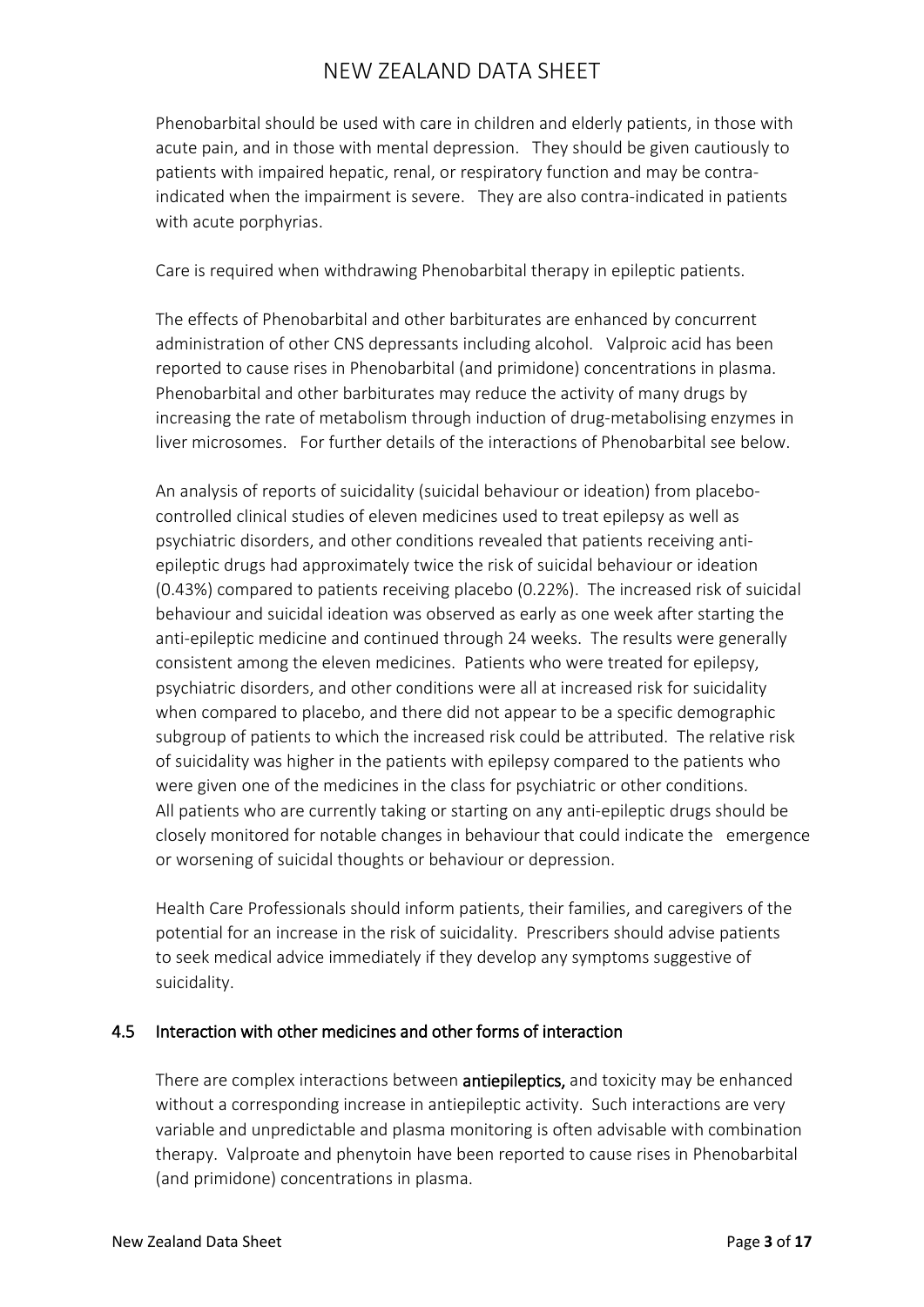Phenobarbital should be used with care in children and elderly patients, in those with acute pain, and in those with mental depression. They should be given cautiously to patients with impaired hepatic, renal, or respiratory function and may be contra-indicated when the impairment is severe. They are also contra-indicated in patients with acute porphyrias.

Care is required when withdrawing Phenobarbital therapy in epileptic patients.

The effects of Phenobarbital and other barbiturates are enhanced by concurrent administration of other CNS depressants including alcohol. Valproic acid has been reported to cause rises in Phenobarbital (and primidone) concentrations in plasma. Phenobarbital and other barbiturates may reduce the activity of many drugs by increasing the rate of metabolism through induction of drug-metabolising enzymes in liver microsomes. For further details of the interactions of Phenobarbital see below.

An analysis of reports of suicidality (suicidal behaviour or ideation) from placebo-controlled clinical studies of eleven medicines used to treat epilepsy as well as psychiatric disorders, and other conditions revealed that patients receiving anti-epileptic drugs had approximately twice the risk of suicidal behaviour or ideation (0.43%) compared to patients receiving placebo (0.22%). The increased risk of suicidal behaviour and suicidal ideation was observed as early as one week after starting the anti-epileptic medicine and continued through 24 weeks. The results were generally consistent among the eleven medicines. Patients who were treated for epilepsy, psychiatric disorders, and other conditions were all at increased risk for suicidality when compared to placebo, and there did not appear to be a specific demographic subgroup of patients to which the increased risk could be attributed. The relative risk of suicidality was higher in the patients with epilepsy compared to the patients who were given one of the medicines in the class for psychiatric or other conditions. All patients who are currently taking or starting on any anti-epileptic drugs should be closely monitored for notable changes in behaviour that could indicate the emergence or worsening of suicidal thoughts or behaviour or depression.

Health Care Professionals should inform patients, their families, and caregivers of the potential for an increase in the risk of suicidality. Prescribers should advise patients to seek medical advice immediately if they develop any symptoms suggestive of suicidality.

## 4.5 Interaction with other medicines and other forms of interaction

There are complex interactions between **antiepileptics,** and toxicity may be enhanced without a corresponding increase in antiepileptic activity. Such interactions are very variable and unpredictable and plasma monitoring is often advisable with combination therapy. Valproate and phenytoin have been reported to cause rises in Phenobarbital (and primidone) concentrations in plasma.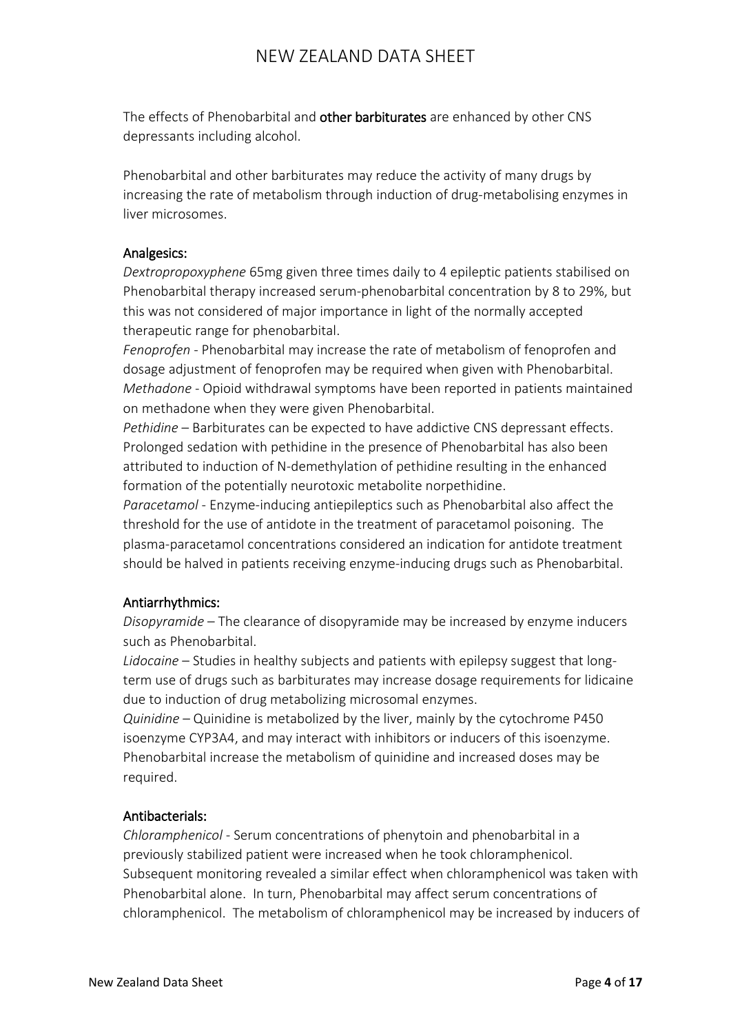The effects of Phenobarbital and **other barbiturates** are enhanced by other CNS depressants including alcohol.

Phenobarbital and other barbiturates may reduce the activity of many drugs by increasing the rate of metabolism through induction of drug-metabolising enzymes in liver microsomes.

**Analgesics:**

*Dextropropoxyphene* 65mg given three times daily to 4 epileptic patients stabilised on Phenobarbital therapy increased serum-phenobarbital concentration by 8 to 29%, but this was not considered of major importance in light of the normally accepted therapeutic range for phenobarbital.
*Fenoprofen* - Phenobarbital may increase the rate of metabolism of fenoprofen and dosage adjustment of fenoprofen may be required when given with Phenobarbital.
*Methadone* - Opioid withdrawal symptoms have been reported in patients maintained on methadone when they were given Phenobarbital.
*Pethidine* – Barbiturates can be expected to have addictive CNS depressant effects. Prolonged sedation with pethidine in the presence of Phenobarbital has also been attributed to induction of N-demethylation of pethidine resulting in the enhanced formation of the potentially neurotoxic metabolite norpethidine.
*Paracetamol* - Enzyme-inducing antiepileptics such as Phenobarbital also affect the threshold for the use of antidote in the treatment of paracetamol poisoning. The plasma-paracetamol concentrations considered an indication for antidote treatment should be halved in patients receiving enzyme-inducing drugs such as Phenobarbital.

**Antiarrhythmics:**

*Disopyramide* – The clearance of disopyramide may be increased by enzyme inducers such as Phenobarbital.
*Lidocaine* – Studies in healthy subjects and patients with epilepsy suggest that long-term use of drugs such as barbiturates may increase dosage requirements for lidicaine due to induction of drug metabolizing microsomal enzymes.
*Quinidine* – Quinidine is metabolized by the liver, mainly by the cytochrome P450 isoenzyme CYP3A4, and may interact with inhibitors or inducers of this isoenzyme. Phenobarbital increase the metabolism of quinidine and increased doses may be required.

**Antibacterials:**

*Chloramphenicol* - Serum concentrations of phenytoin and phenobarbital in a previously stabilized patient were increased when he took chloramphenicol. Subsequent monitoring revealed a similar effect when chloramphenicol was taken with Phenobarbital alone. In turn, Phenobarbital may affect serum concentrations of chloramphenicol. The metabolism of chloramphenicol may be increased by inducers of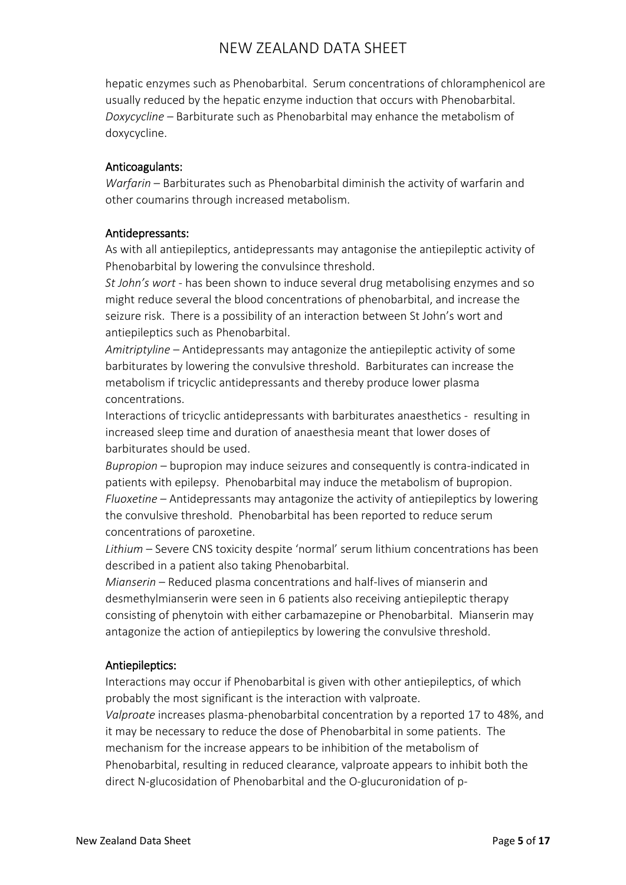hepatic enzymes such as Phenobarbital. Serum concentrations of chloramphenicol are usually reduced by the hepatic enzyme induction that occurs with Phenobarbital.
*Doxycycline* – Barbiturate such as Phenobarbital may enhance the metabolism of doxycycline.

### Anticoagulants:

*Warfarin* – Barbiturates such as Phenobarbital diminish the activity of warfarin and other coumarins through increased metabolism.

### Antidepressants:

As with all antiepileptics, antidepressants may antagonise the antiepileptic activity of Phenobarbital by lowering the convulsince threshold.
*St John's wort* - has been shown to induce several drug metabolising enzymes and so might reduce several the blood concentrations of phenobarbital, and increase the seizure risk. There is a possibility of an interaction between St John's wort and antiepileptics such as Phenobarbital.
*Amitriptyline* – Antidepressants may antagonize the antiepileptic activity of some barbiturates by lowering the convulsive threshold. Barbiturates can increase the metabolism if tricyclic antidepressants and thereby produce lower plasma concentrations.
Interactions of tricyclic antidepressants with barbiturates anaesthetics - resulting in increased sleep time and duration of anaesthesia meant that lower doses of barbiturates should be used.
*Bupropion* – bupropion may induce seizures and consequently is contra-indicated in patients with epilepsy. Phenobarbital may induce the metabolism of bupropion.
*Fluoxetine* – Antidepressants may antagonize the activity of antiepileptics by lowering the convulsive threshold. Phenobarbital has been reported to reduce serum concentrations of paroxetine.
*Lithium* – Severe CNS toxicity despite 'normal' serum lithium concentrations has been described in a patient also taking Phenobarbital.
*Mianserin* – Reduced plasma concentrations and half-lives of mianserin and desmethylmianserin were seen in 6 patients also receiving antiepileptic therapy consisting of phenytoin with either carbamazepine or Phenobarbital. Mianserin may antagonize the action of antiepileptics by lowering the convulsive threshold.

### Antiepileptics:

Interactions may occur if Phenobarbital is given with other antiepileptics, of which probably the most significant is the interaction with valproate.
*Valproate* increases plasma-phenobarbital concentration by a reported 17 to 48%, and it may be necessary to reduce the dose of Phenobarbital in some patients. The mechanism for the increase appears to be inhibition of the metabolism of Phenobarbital, resulting in reduced clearance, valproate appears to inhibit both the direct N-glucosidation of Phenobarbital and the O-glucuronidation of p-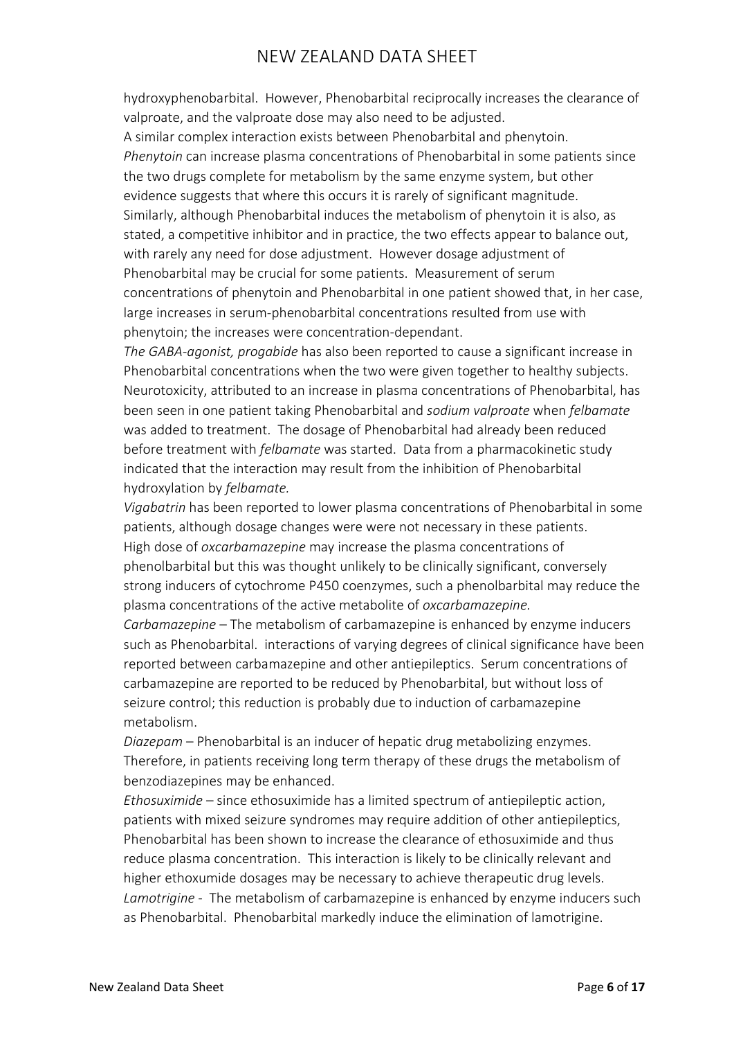hydroxyphenobarbital. However, Phenobarbital reciprocally increases the clearance of valproate, and the valproate dose may also need to be adjusted.

A similar complex interaction exists between Phenobarbital and phenytoin.

*Phenytoin* can increase plasma concentrations of Phenobarbital in some patients since the two drugs complete for metabolism by the same enzyme system, but other evidence suggests that where this occurs it is rarely of significant magnitude. Similarly, although Phenobarbital induces the metabolism of phenytoin it is also, as stated, a competitive inhibitor and in practice, the two effects appear to balance out, with rarely any need for dose adjustment. However dosage adjustment of Phenobarbital may be crucial for some patients. Measurement of serum concentrations of phenytoin and Phenobarbital in one patient showed that, in her case, large increases in serum-phenobarbital concentrations resulted from use with phenytoin; the increases were concentration-dependant.

*The GABA-agonist, progabide* has also been reported to cause a significant increase in Phenobarbital concentrations when the two were given together to healthy subjects.

Neurotoxicity, attributed to an increase in plasma concentrations of Phenobarbital, has been seen in one patient taking Phenobarbital and *sodium valproate* when *felbamate* was added to treatment. The dosage of Phenobarbital had already been reduced before treatment with *felbamate* was started. Data from a pharmacokinetic study indicated that the interaction may result from the inhibition of Phenobarbital hydroxylation by *felbamate.*

*Vigabatrin* has been reported to lower plasma concentrations of Phenobarbital in some patients, although dosage changes were were not necessary in these patients.

High dose of *oxcarbamazepine* may increase the plasma concentrations of phenolbarbital but this was thought unlikely to be clinically significant, conversely strong inducers of cytochrome P450 coenzymes, such a phenolbarbital may reduce the plasma concentrations of the active metabolite of *oxcarbamazepine.*

*Carbamazepine* – The metabolism of carbamazepine is enhanced by enzyme inducers such as Phenobarbital. interactions of varying degrees of clinical significance have been reported between carbamazepine and other antiepileptics. Serum concentrations of carbamazepine are reported to be reduced by Phenobarbital, but without loss of seizure control; this reduction is probably due to induction of carbamazepine metabolism.

*Diazepam* – Phenobarbital is an inducer of hepatic drug metabolizing enzymes. Therefore, in patients receiving long term therapy of these drugs the metabolism of benzodiazepines may be enhanced.

*Ethosuximide* – since ethosuximide has a limited spectrum of antiepileptic action, patients with mixed seizure syndromes may require addition of other antiepileptics, Phenobarbital has been shown to increase the clearance of ethosuximide and thus reduce plasma concentration. This interaction is likely to be clinically relevant and higher ethoxumide dosages may be necessary to achieve therapeutic drug levels.

*Lamotrigine* - The metabolism of carbamazepine is enhanced by enzyme inducers such as Phenobarbital. Phenobarbital markedly induce the elimination of lamotrigine.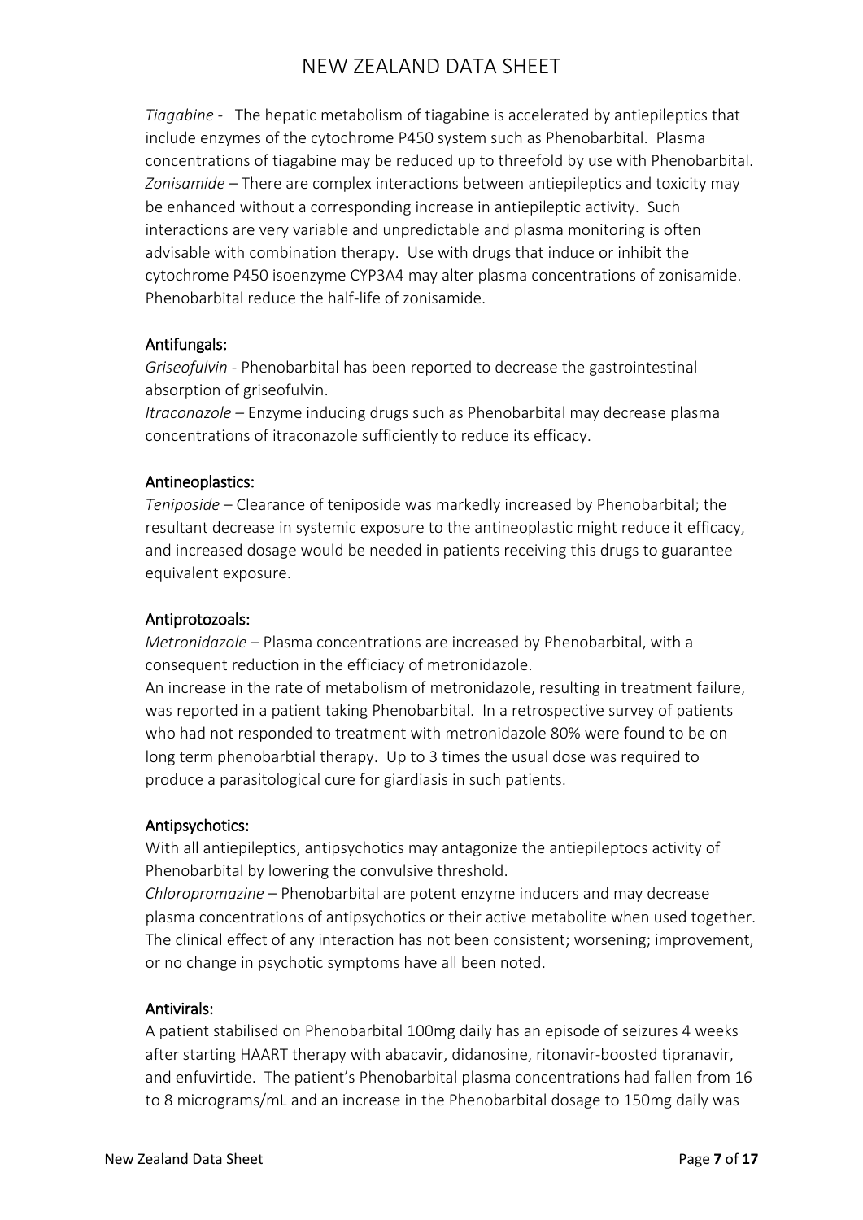*Tiagabine* - The hepatic metabolism of tiagabine is accelerated by antiepileptics that include enzymes of the cytochrome P450 system such as Phenobarbital. Plasma concentrations of tiagabine may be reduced up to threefold by use with Phenobarbital.
*Zonisamide* – There are complex interactions between antiepileptics and toxicity may be enhanced without a corresponding increase in antiepileptic activity. Such interactions are very variable and unpredictable and plasma monitoring is often advisable with combination therapy. Use with drugs that induce or inhibit the cytochrome P450 isoenzyme CYP3A4 may alter plasma concentrations of zonisamide. Phenobarbital reduce the half-life of zonisamide.

Antifungals:
*Griseofulvin* - Phenobarbital has been reported to decrease the gastrointestinal absorption of griseofulvin.
*Itraconazole* – Enzyme inducing drugs such as Phenobarbital may decrease plasma concentrations of itraconazole sufficiently to reduce its efficacy.

Antineoplastics:
*Teniposide* – Clearance of teniposide was markedly increased by Phenobarbital; the resultant decrease in systemic exposure to the antineoplastic might reduce it efficacy, and increased dosage would be needed in patients receiving this drugs to guarantee equivalent exposure.

Antiprotozoals:
*Metronidazole* – Plasma concentrations are increased by Phenobarbital, with a consequent reduction in the efficiacy of metronidazole.
An increase in the rate of metabolism of metronidazole, resulting in treatment failure, was reported in a patient taking Phenobarbital. In a retrospective survey of patients who had not responded to treatment with metronidazole 80% were found to be on long term phenobarbtial therapy. Up to 3 times the usual dose was required to produce a parasitological cure for giardiasis in such patients.

Antipsychotics:
With all antiepileptics, antipsychotics may antagonize the antiepileptocs activity of Phenobarbital by lowering the convulsive threshold.
*Chloropromazine* – Phenobarbital are potent enzyme inducers and may decrease plasma concentrations of antipsychotics or their active metabolite when used together. The clinical effect of any interaction has not been consistent; worsening; improvement, or no change in psychotic symptoms have all been noted.

Antivirals:
A patient stabilised on Phenobarbital 100mg daily has an episode of seizures 4 weeks after starting HAART therapy with abacavir, didanosine, ritonavir-boosted tipranavir, and enfuvirtide. The patient's Phenobarbital plasma concentrations had fallen from 16 to 8 micrograms/mL and an increase in the Phenobarbital dosage to 150mg daily was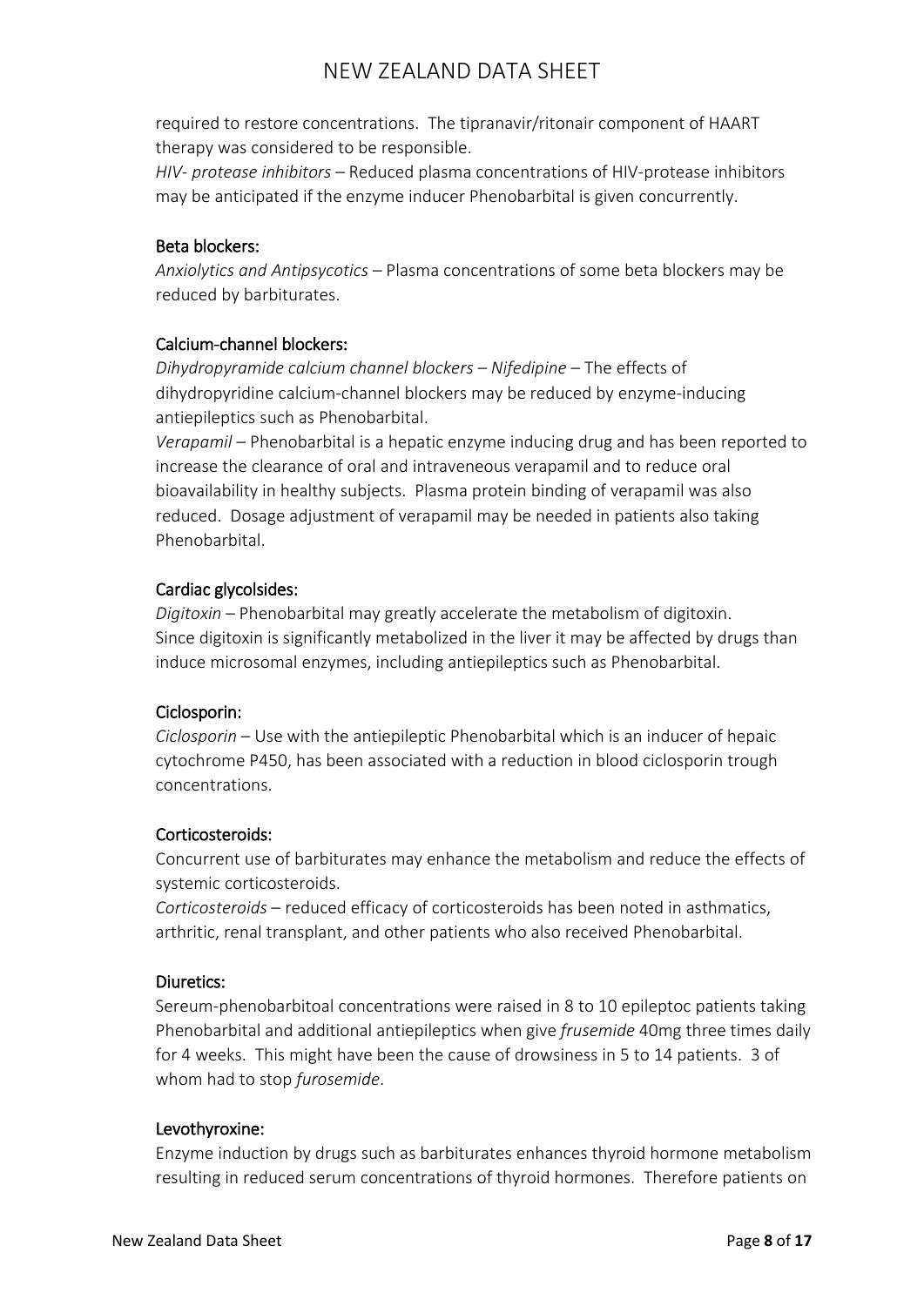required to restore concentrations. The tipranavir/ritonair component of HAART therapy was considered to be responsible.

*HIV- protease inhibitors* – Reduced plasma concentrations of HIV-protease inhibitors may be anticipated if the enzyme inducer Phenobarbital is given concurrently.

### Beta blockers:

*Anxiolytics and Antipsycotics* – Plasma concentrations of some beta blockers may be reduced by barbiturates.

### Calcium-channel blockers:

*Dihydropyramide calcium channel blockers – Nifedipine* – The effects of dihydropyridine calcium-channel blockers may be reduced by enzyme-inducing antiepileptics such as Phenobarbital.

*Verapamil* – Phenobarbital is a hepatic enzyme inducing drug and has been reported to increase the clearance of oral and intraveneous verapamil and to reduce oral bioavailability in healthy subjects. Plasma protein binding of verapamil was also reduced. Dosage adjustment of verapamil may be needed in patients also taking Phenobarbital.

### Cardiac glycolsides:

*Digitoxin* – Phenobarbital may greatly accelerate the metabolism of digitoxin. Since digitoxin is significantly metabolized in the liver it may be affected by drugs than induce microsomal enzymes, including antiepileptics such as Phenobarbital.

### Ciclosporin:

*Ciclosporin* – Use with the antiepileptic Phenobarbital which is an inducer of hepaic cytochrome P450, has been associated with a reduction in blood ciclosporin trough concentrations.

### Corticosteroids:

Concurrent use of barbiturates may enhance the metabolism and reduce the effects of systemic corticosteroids.

*Corticosteroids* – reduced efficacy of corticosteroids has been noted in asthmatics, arthritic, renal transplant, and other patients who also received Phenobarbital.

### Diuretics:

Sereum-phenobarbitoal concentrations were raised in 8 to 10 epileptoc patients taking Phenobarbital and additional antiepileptics when give *frusemide* 40mg three times daily for 4 weeks. This might have been the cause of drowsiness in 5 to 14 patients. 3 of whom had to stop *furosemide*.

### Levothyroxine:

Enzyme induction by drugs such as barbiturates enhances thyroid hormone metabolism resulting in reduced serum concentrations of thyroid hormones. Therefore patients on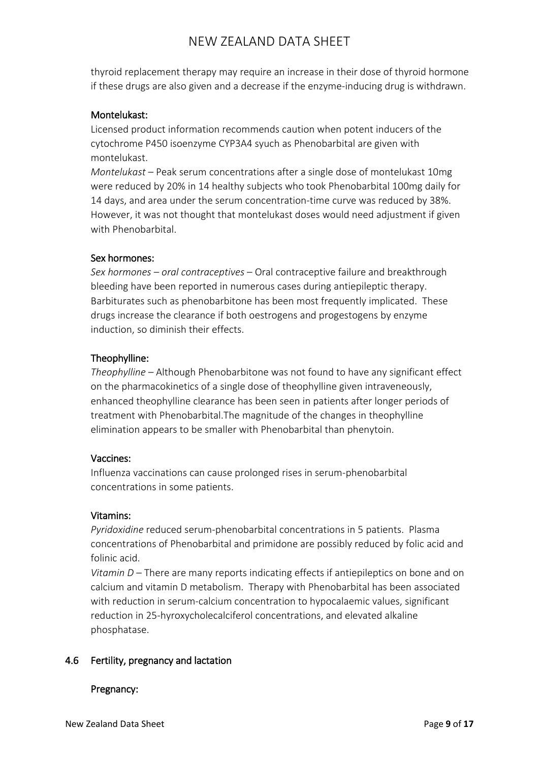thyroid replacement therapy may require an increase in their dose of thyroid hormone if these drugs are also given and a decrease if the enzyme-inducing drug is withdrawn.

### Montelukast:

Licensed product information recommends caution when potent inducers of the cytochrome P450 isoenzyme CYP3A4 syuch as Phenobarbital are given with montelukast.

*Montelukast* – Peak serum concentrations after a single dose of montelukast 10mg were reduced by 20% in 14 healthy subjects who took Phenobarbital 100mg daily for 14 days, and area under the serum concentration-time curve was reduced by 38%. However, it was not thought that montelukast doses would need adjustment if given with Phenobarbital.

### Sex hormones:

*Sex hormones – oral contraceptives* – Oral contraceptive failure and breakthrough bleeding have been reported in numerous cases during antiepileptic therapy. Barbiturates such as phenobarbitone has been most frequently implicated. These drugs increase the clearance if both oestrogens and progestogens by enzyme induction, so diminish their effects.

### Theophylline:

*Theophylline* – Although Phenobarbitone was not found to have any significant effect on the pharmacokinetics of a single dose of theophylline given intraveneously, enhanced theophylline clearance has been seen in patients after longer periods of treatment with Phenobarbital.The magnitude of the changes in theophylline elimination appears to be smaller with Phenobarbital than phenytoin.

### Vaccines:

Influenza vaccinations can cause prolonged rises in serum-phenobarbital concentrations in some patients.

### Vitamins:

*Pyridoxidine* reduced serum-phenobarbital concentrations in 5 patients. Plasma concentrations of Phenobarbital and primidone are possibly reduced by folic acid and folinic acid.

*Vitamin D* – There are many reports indicating effects if antiepileptics on bone and on calcium and vitamin D metabolism. Therapy with Phenobarbital has been associated with reduction in serum-calcium concentration to hypocalaemic values, significant reduction in 25-hyroxycholecalciferol concentrations, and elevated alkaline phosphatase.

## 4.6 Fertility, pregnancy and lactation

### Pregnancy: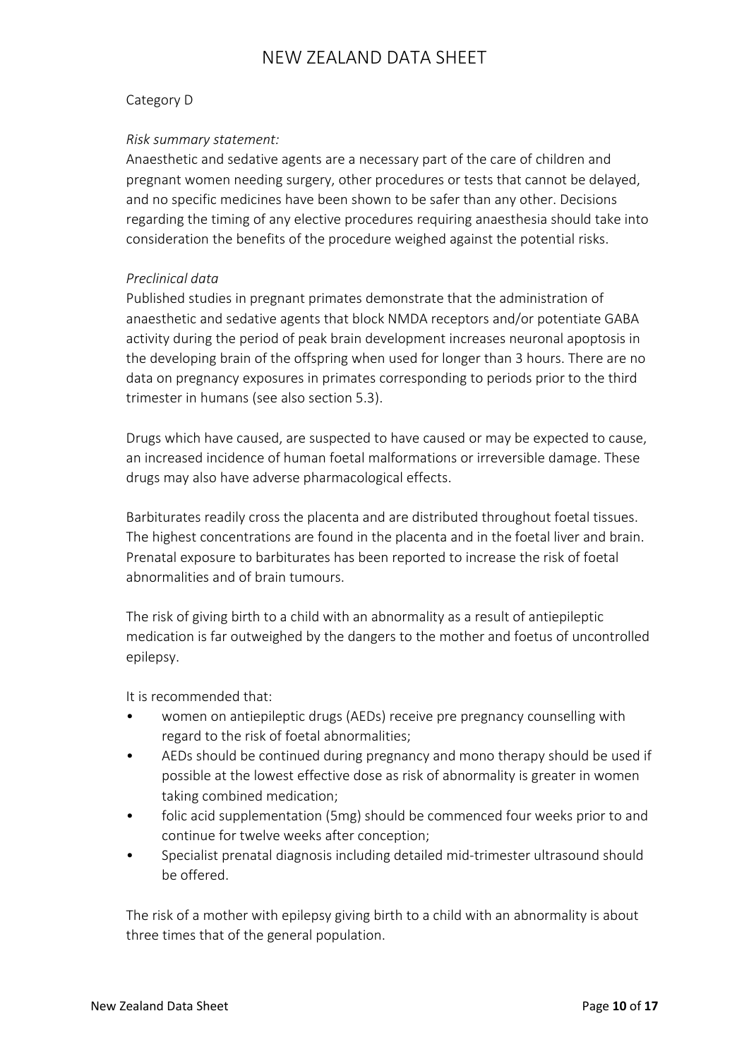Category D

*Risk summary statement:*
Anaesthetic and sedative agents are a necessary part of the care of children and pregnant women needing surgery, other procedures or tests that cannot be delayed, and no specific medicines have been shown to be safer than any other. Decisions regarding the timing of any elective procedures requiring anaesthesia should take into consideration the benefits of the procedure weighed against the potential risks.

*Preclinical data*
Published studies in pregnant primates demonstrate that the administration of anaesthetic and sedative agents that block NMDA receptors and/or potentiate GABA activity during the period of peak brain development increases neuronal apoptosis in the developing brain of the offspring when used for longer than 3 hours. There are no data on pregnancy exposures in primates corresponding to periods prior to the third trimester in humans (see also section 5.3).

Drugs which have caused, are suspected to have caused or may be expected to cause, an increased incidence of human foetal malformations or irreversible damage. These drugs may also have adverse pharmacological effects.

Barbiturates readily cross the placenta and are distributed throughout foetal tissues. The highest concentrations are found in the placenta and in the foetal liver and brain. Prenatal exposure to barbiturates has been reported to increase the risk of foetal abnormalities and of brain tumours.

The risk of giving birth to a child with an abnormality as a result of antiepileptic medication is far outweighed by the dangers to the mother and foetus of uncontrolled epilepsy.

It is recommended that:

- women on antiepileptic drugs (AEDs) receive pre pregnancy counselling with regard to the risk of foetal abnormalities;
- AEDs should be continued during pregnancy and mono therapy should be used if possible at the lowest effective dose as risk of abnormality is greater in women taking combined medication;
- folic acid supplementation (5mg) should be commenced four weeks prior to and continue for twelve weeks after conception;
- Specialist prenatal diagnosis including detailed mid-trimester ultrasound should be offered.

The risk of a mother with epilepsy giving birth to a child with an abnormality is about three times that of the general population.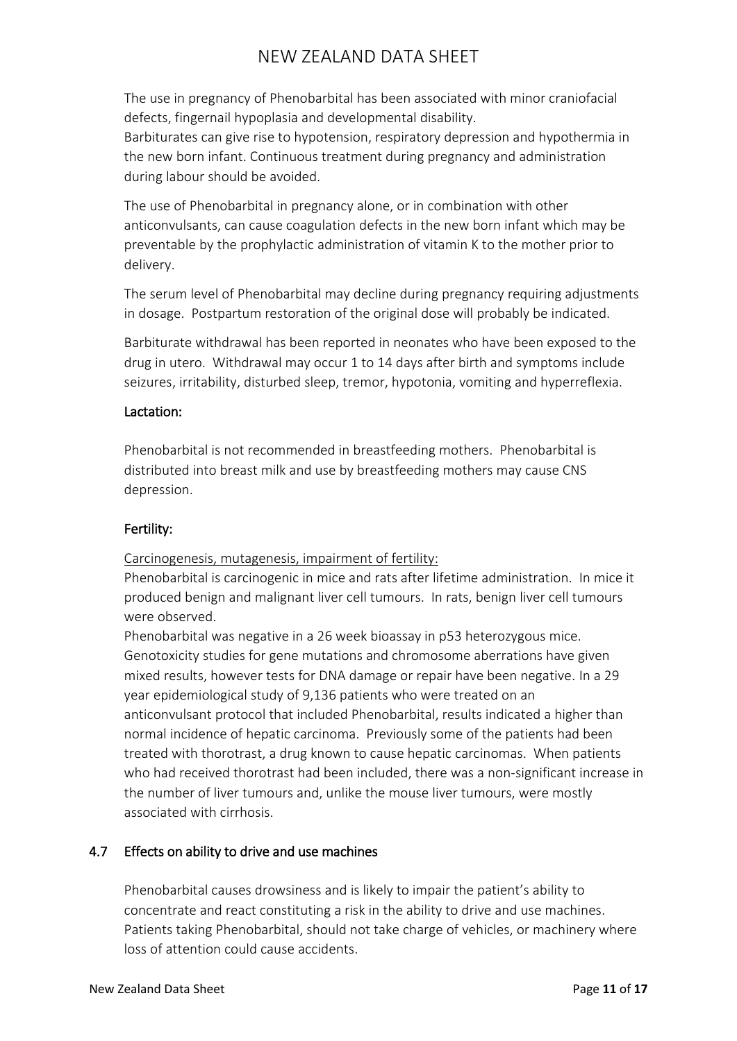The use in pregnancy of Phenobarbital has been associated with minor craniofacial defects, fingernail hypoplasia and developmental disability.
Barbiturates can give rise to hypotension, respiratory depression and hypothermia in the new born infant. Continuous treatment during pregnancy and administration during labour should be avoided.

The use of Phenobarbital in pregnancy alone, or in combination with other anticonvulsants, can cause coagulation defects in the new born infant which may be preventable by the prophylactic administration of vitamin K to the mother prior to delivery.

The serum level of Phenobarbital may decline during pregnancy requiring adjustments in dosage. Postpartum restoration of the original dose will probably be indicated.

Barbiturate withdrawal has been reported in neonates who have been exposed to the drug in utero. Withdrawal may occur 1 to 14 days after birth and symptoms include seizures, irritability, disturbed sleep, tremor, hypotonia, vomiting and hyperreflexia.

### Lactation:

Phenobarbital is not recommended in breastfeeding mothers. Phenobarbital is distributed into breast milk and use by breastfeeding mothers may cause CNS depression.

### Fertility:

Carcinogenesis, mutagenesis, impairment of fertility:
Phenobarbital is carcinogenic in mice and rats after lifetime administration. In mice it produced benign and malignant liver cell tumours. In rats, benign liver cell tumours were observed.
Phenobarbital was negative in a 26 week bioassay in p53 heterozygous mice. Genotoxicity studies for gene mutations and chromosome aberrations have given mixed results, however tests for DNA damage or repair have been negative. In a 29 year epidemiological study of 9,136 patients who were treated on an anticonvulsant protocol that included Phenobarbital, results indicated a higher than normal incidence of hepatic carcinoma. Previously some of the patients had been treated with thorotrast, a drug known to cause hepatic carcinomas. When patients who had received thorotrast had been included, there was a non-significant increase in the number of liver tumours and, unlike the mouse liver tumours, were mostly associated with cirrhosis.

## 4.7 Effects on ability to drive and use machines

Phenobarbital causes drowsiness and is likely to impair the patient's ability to concentrate and react constituting a risk in the ability to drive and use machines. Patients taking Phenobarbital, should not take charge of vehicles, or machinery where loss of attention could cause accidents.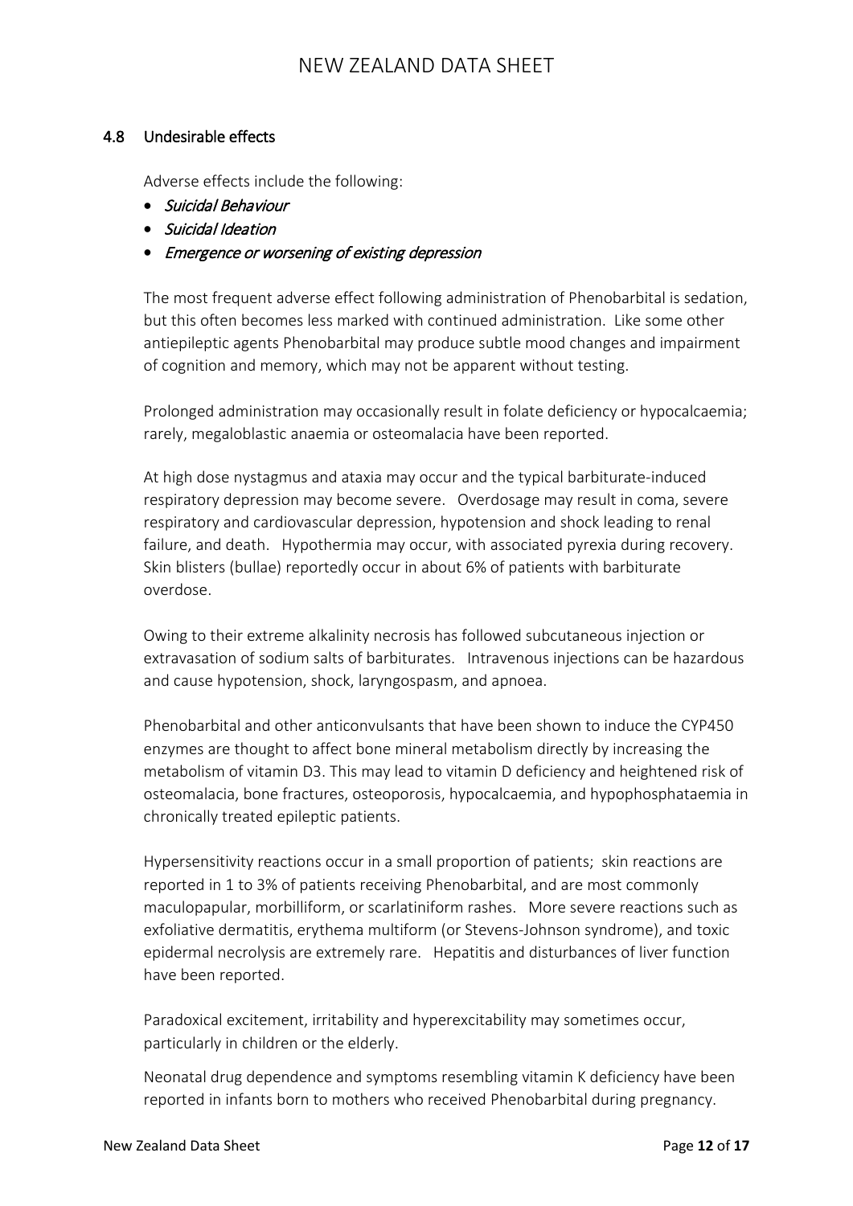## 4.8 Undesirable effects

Adverse effects include the following:

- *Suicidal Behaviour*
- *Suicidal Ideation*
- *Emergence or worsening of existing depression*

The most frequent adverse effect following administration of Phenobarbital is sedation, but this often becomes less marked with continued administration. Like some other antiepileptic agents Phenobarbital may produce subtle mood changes and impairment of cognition and memory, which may not be apparent without testing.

Prolonged administration may occasionally result in folate deficiency or hypocalcaemia; rarely, megaloblastic anaemia or osteomalacia have been reported.

At high dose nystagmus and ataxia may occur and the typical barbiturate-induced respiratory depression may become severe. Overdosage may result in coma, severe respiratory and cardiovascular depression, hypotension and shock leading to renal failure, and death. Hypothermia may occur, with associated pyrexia during recovery. Skin blisters (bullae) reportedly occur in about 6% of patients with barbiturate overdose.

Owing to their extreme alkalinity necrosis has followed subcutaneous injection or extravasation of sodium salts of barbiturates. Intravenous injections can be hazardous and cause hypotension, shock, laryngospasm, and apnoea.

Phenobarbital and other anticonvulsants that have been shown to induce the CYP450 enzymes are thought to affect bone mineral metabolism directly by increasing the metabolism of vitamin D3. This may lead to vitamin D deficiency and heightened risk of osteomalacia, bone fractures, osteoporosis, hypocalcaemia, and hypophosphataemia in chronically treated epileptic patients.

Hypersensitivity reactions occur in a small proportion of patients; skin reactions are reported in 1 to 3% of patients receiving Phenobarbital, and are most commonly maculopapular, morbilliform, or scarlatiniform rashes. More severe reactions such as exfoliative dermatitis, erythema multiform (or Stevens-Johnson syndrome), and toxic epidermal necrolysis are extremely rare. Hepatitis and disturbances of liver function have been reported.

Paradoxical excitement, irritability and hyperexcitability may sometimes occur, particularly in children or the elderly.

Neonatal drug dependence and symptoms resembling vitamin K deficiency have been reported in infants born to mothers who received Phenobarbital during pregnancy.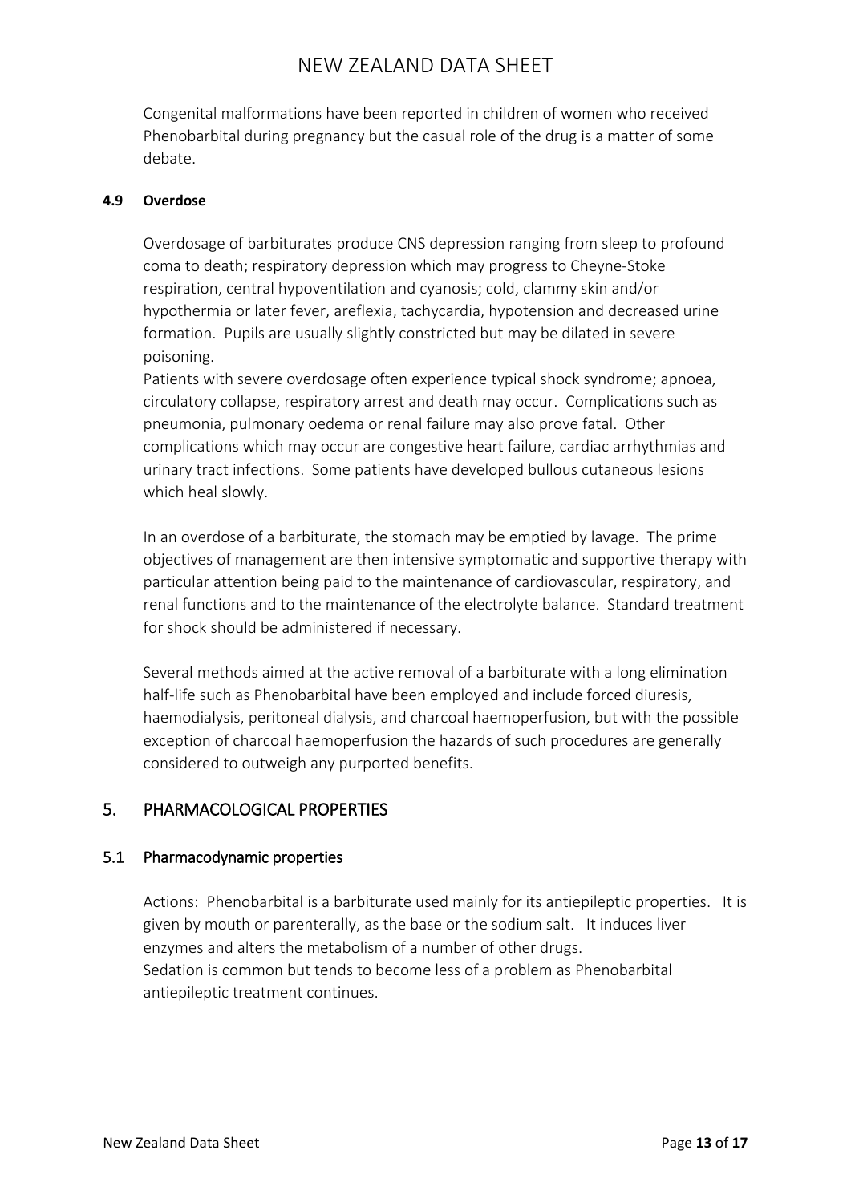Congenital malformations have been reported in children of women who received Phenobarbital during pregnancy but the casual role of the drug is a matter of some debate.

#### 4.9 Overdose

Overdosage of barbiturates produce CNS depression ranging from sleep to profound coma to death; respiratory depression which may progress to Cheyne-Stoke respiration, central hypoventilation and cyanosis; cold, clammy skin and/or hypothermia or later fever, areflexia, tachycardia, hypotension and decreased urine formation. Pupils are usually slightly constricted but may be dilated in severe poisoning.
Patients with severe overdosage often experience typical shock syndrome; apnoea, circulatory collapse, respiratory arrest and death may occur. Complications such as pneumonia, pulmonary oedema or renal failure may also prove fatal. Other complications which may occur are congestive heart failure, cardiac arrhythmias and urinary tract infections. Some patients have developed bullous cutaneous lesions which heal slowly.

In an overdose of a barbiturate, the stomach may be emptied by lavage. The prime objectives of management are then intensive symptomatic and supportive therapy with particular attention being paid to the maintenance of cardiovascular, respiratory, and renal functions and to the maintenance of the electrolyte balance. Standard treatment for shock should be administered if necessary.

Several methods aimed at the active removal of a barbiturate with a long elimination half-life such as Phenobarbital have been employed and include forced diuresis, haemodialysis, peritoneal dialysis, and charcoal haemoperfusion, but with the possible exception of charcoal haemoperfusion the hazards of such procedures are generally considered to outweigh any purported benefits.

## 5. PHARMACOLOGICAL PROPERTIES

### 5.1 Pharmacodynamic properties

Actions: Phenobarbital is a barbiturate used mainly for its antiepileptic properties. It is given by mouth or parenterally, as the base or the sodium salt. It induces liver enzymes and alters the metabolism of a number of other drugs.
Sedation is common but tends to become less of a problem as Phenobarbital antiepileptic treatment continues.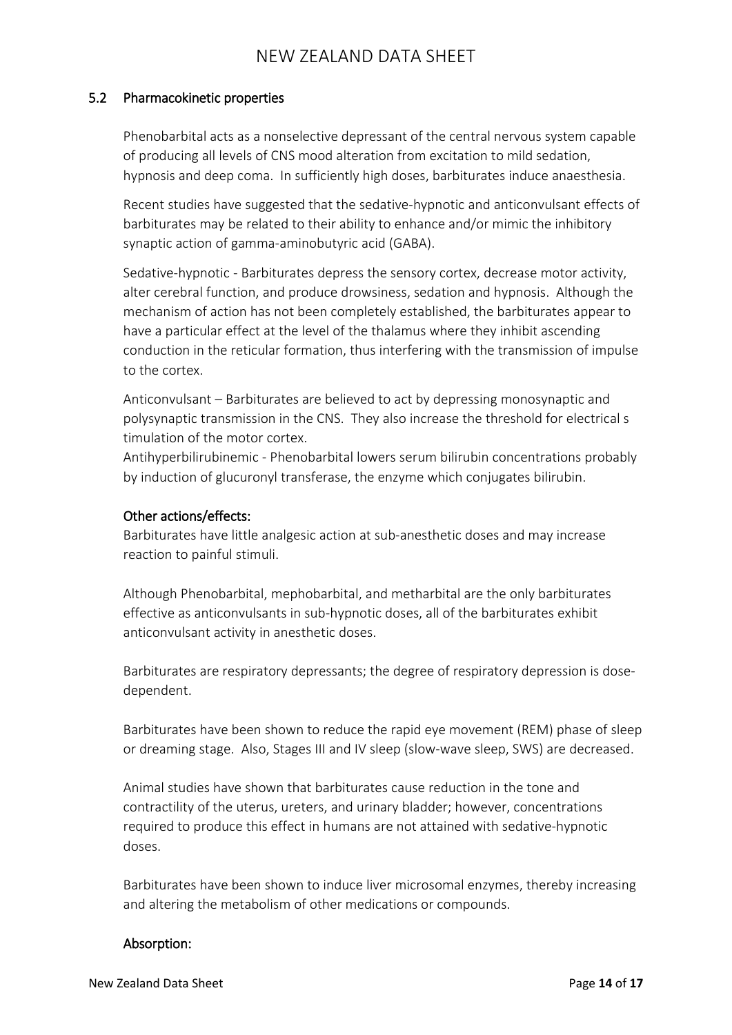## 5.2 Pharmacokinetic properties

Phenobarbital acts as a nonselective depressant of the central nervous system capable of producing all levels of CNS mood alteration from excitation to mild sedation, hypnosis and deep coma. In sufficiently high doses, barbiturates induce anaesthesia.

Recent studies have suggested that the sedative-hypnotic and anticonvulsant effects of barbiturates may be related to their ability to enhance and/or mimic the inhibitory synaptic action of gamma-aminobutyric acid (GABA).

Sedative-hypnotic - Barbiturates depress the sensory cortex, decrease motor activity, alter cerebral function, and produce drowsiness, sedation and hypnosis. Although the mechanism of action has not been completely established, the barbiturates appear to have a particular effect at the level of the thalamus where they inhibit ascending conduction in the reticular formation, thus interfering with the transmission of impulse to the cortex.

Anticonvulsant – Barbiturates are believed to act by depressing monosynaptic and polysynaptic transmission in the CNS. They also increase the threshold for electrical s timulation of the motor cortex.

Antihyperbilirubinemic - Phenobarbital lowers serum bilirubin concentrations probably by induction of glucuronyl transferase, the enzyme which conjugates bilirubin.

### Other actions/effects:

Barbiturates have little analgesic action at sub-anesthetic doses and may increase reaction to painful stimuli.

Although Phenobarbital, mephobarbital, and metharbital are the only barbiturates effective as anticonvulsants in sub-hypnotic doses, all of the barbiturates exhibit anticonvulsant activity in anesthetic doses.

Barbiturates are respiratory depressants; the degree of respiratory depression is dose-dependent.

Barbiturates have been shown to reduce the rapid eye movement (REM) phase of sleep or dreaming stage. Also, Stages III and IV sleep (slow-wave sleep, SWS) are decreased.

Animal studies have shown that barbiturates cause reduction in the tone and contractility of the uterus, ureters, and urinary bladder; however, concentrations required to produce this effect in humans are not attained with sedative-hypnotic doses.

Barbiturates have been shown to induce liver microsomal enzymes, thereby increasing and altering the metabolism of other medications or compounds.

### Absorption: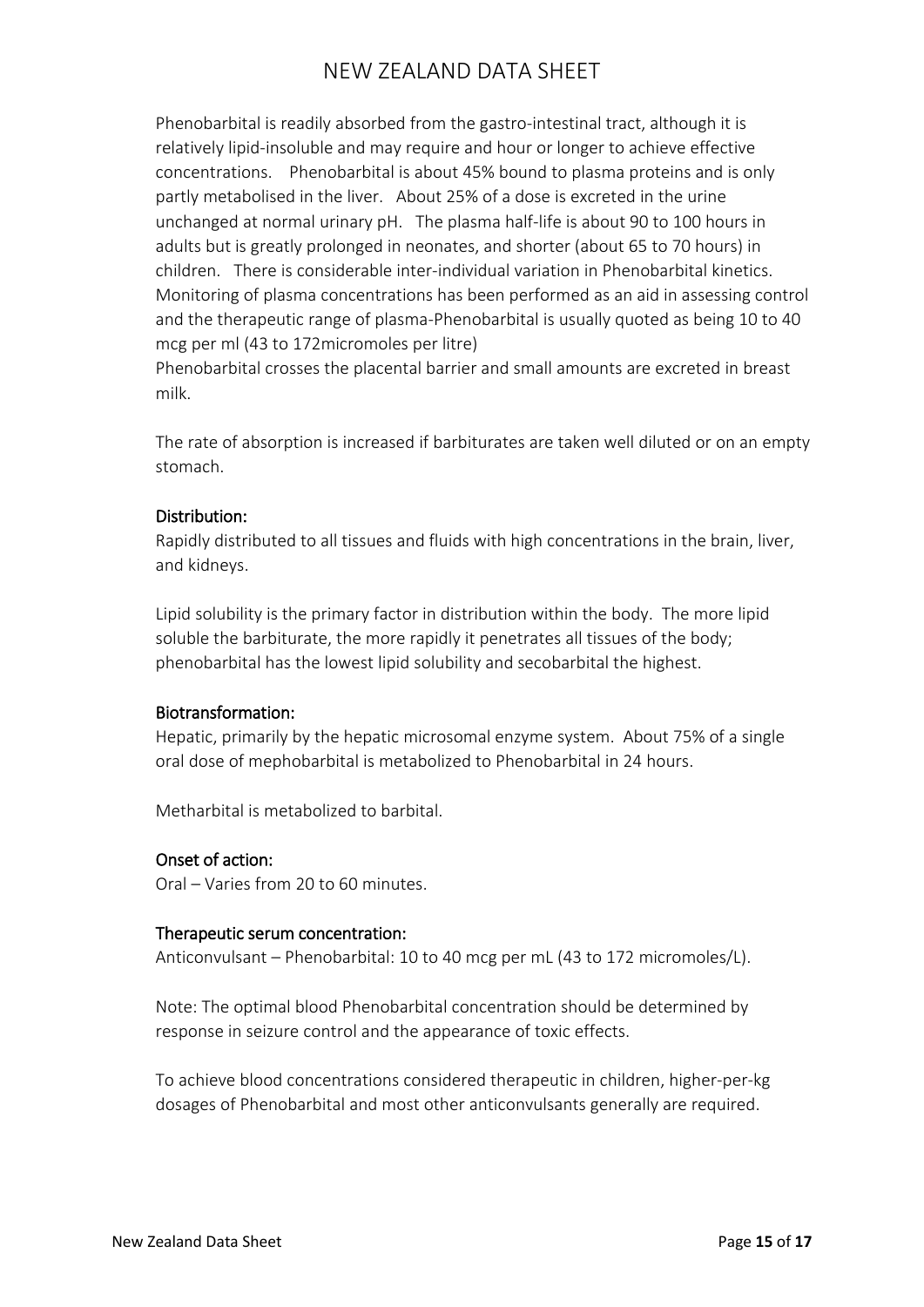Phenobarbital is readily absorbed from the gastro-intestinal tract, although it is relatively lipid-insoluble and may require and hour or longer to achieve effective concentrations. Phenobarbital is about 45% bound to plasma proteins and is only partly metabolised in the liver. About 25% of a dose is excreted in the urine unchanged at normal urinary pH. The plasma half-life is about 90 to 100 hours in adults but is greatly prolonged in neonates, and shorter (about 65 to 70 hours) in children. There is considerable inter-individual variation in Phenobarbital kinetics. Monitoring of plasma concentrations has been performed as an aid in assessing control and the therapeutic range of plasma-Phenobarbital is usually quoted as being 10 to 40 mcg per ml (43 to 172micromoles per litre)
Phenobarbital crosses the placental barrier and small amounts are excreted in breast milk.

The rate of absorption is increased if barbiturates are taken well diluted or on an empty stomach.

**Distribution:**
Rapidly distributed to all tissues and fluids with high concentrations in the brain, liver, and kidneys.

Lipid solubility is the primary factor in distribution within the body. The more lipid soluble the barbiturate, the more rapidly it penetrates all tissues of the body; phenobarbital has the lowest lipid solubility and secobarbital the highest.

**Biotransformation:**
Hepatic, primarily by the hepatic microsomal enzyme system. About 75% of a single oral dose of mephobarbital is metabolized to Phenobarbital in 24 hours.

Metharbital is metabolized to barbital.

**Onset of action:**
Oral – Varies from 20 to 60 minutes.

**Therapeutic serum concentration:**
Anticonvulsant – Phenobarbital: 10 to 40 mcg per mL (43 to 172 micromoles/L).

Note: The optimal blood Phenobarbital concentration should be determined by response in seizure control and the appearance of toxic effects.

To achieve blood concentrations considered therapeutic in children, higher-per-kg dosages of Phenobarbital and most other anticonvulsants generally are required.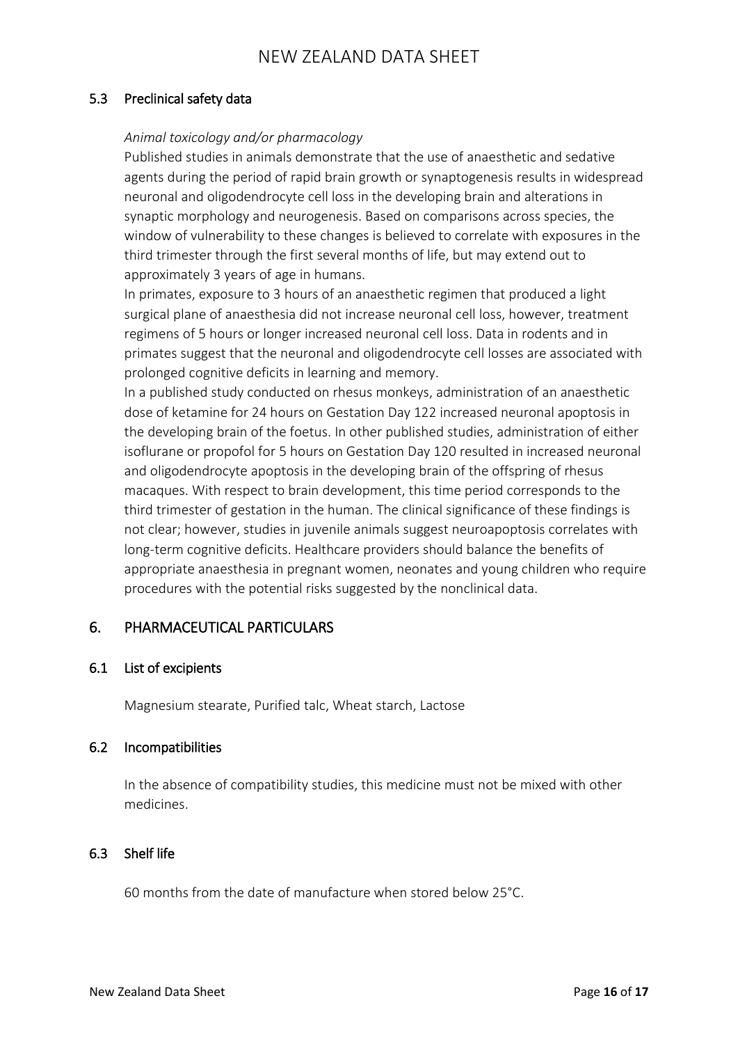### 5.3 Preclinical safety data

*Animal toxicology and/or pharmacology*

Published studies in animals demonstrate that the use of anaesthetic and sedative agents during the period of rapid brain growth or synaptogenesis results in widespread neuronal and oligodendrocyte cell loss in the developing brain and alterations in synaptic morphology and neurogenesis. Based on comparisons across species, the window of vulnerability to these changes is believed to correlate with exposures in the third trimester through the first several months of life, but may extend out to approximately 3 years of age in humans.

In primates, exposure to 3 hours of an anaesthetic regimen that produced a light surgical plane of anaesthesia did not increase neuronal cell loss, however, treatment regimens of 5 hours or longer increased neuronal cell loss. Data in rodents and in primates suggest that the neuronal and oligodendrocyte cell losses are associated with prolonged cognitive deficits in learning and memory.

In a published study conducted on rhesus monkeys, administration of an anaesthetic dose of ketamine for 24 hours on Gestation Day 122 increased neuronal apoptosis in the developing brain of the foetus. In other published studies, administration of either isoflurane or propofol for 5 hours on Gestation Day 120 resulted in increased neuronal and oligodendrocyte apoptosis in the developing brain of the offspring of rhesus macaques. With respect to brain development, this time period corresponds to the third trimester of gestation in the human. The clinical significance of these findings is not clear; however, studies in juvenile animals suggest neuroapoptosis correlates with long-term cognitive deficits. Healthcare providers should balance the benefits of appropriate anaesthesia in pregnant women, neonates and young children who require procedures with the potential risks suggested by the nonclinical data.

## 6. PHARMACEUTICAL PARTICULARS

### 6.1 List of excipients

Magnesium stearate, Purified talc, Wheat starch, Lactose

### 6.2 Incompatibilities

In the absence of compatibility studies, this medicine must not be mixed with other medicines.

### 6.3 Shelf life

60 months from the date of manufacture when stored below 25°C.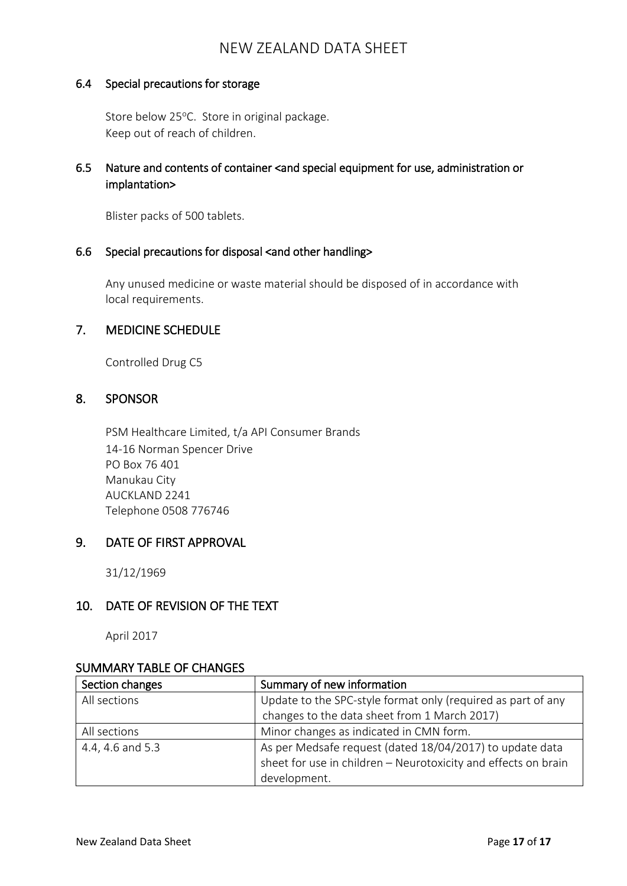### 6.4 Special precautions for storage

Store below 25°C. Store in original package.
Keep out of reach of children.

### 6.5 Nature and contents of container <and special equipment for use, administration or implantation>

Blister packs of 500 tablets.

### 6.6 Special precautions for disposal <and other handling>

Any unused medicine or waste material should be disposed of in accordance with local requirements.

## 7. MEDICINE SCHEDULE

Controlled Drug C5

## 8. SPONSOR

PSM Healthcare Limited, t/a API Consumer Brands
14-16 Norman Spencer Drive
PO Box 76 401
Manukau City
AUCKLAND 2241
Telephone 0508 776746

## 9. DATE OF FIRST APPROVAL

31/12/1969

## 10. DATE OF REVISION OF THE TEXT

April 2017

## SUMMARY TABLE OF CHANGES

| Section changes | Summary of new information |
|---|---|
| All sections | Update to the SPC-style format only (required as part of any changes to the data sheet from 1 March 2017) |
| All sections | Minor changes as indicated in CMN form. |
| 4.4, 4.6 and 5.3 | As per Medsafe request (dated 18/04/2017) to update data sheet for use in children – Neurotoxicity and effects on brain development. |